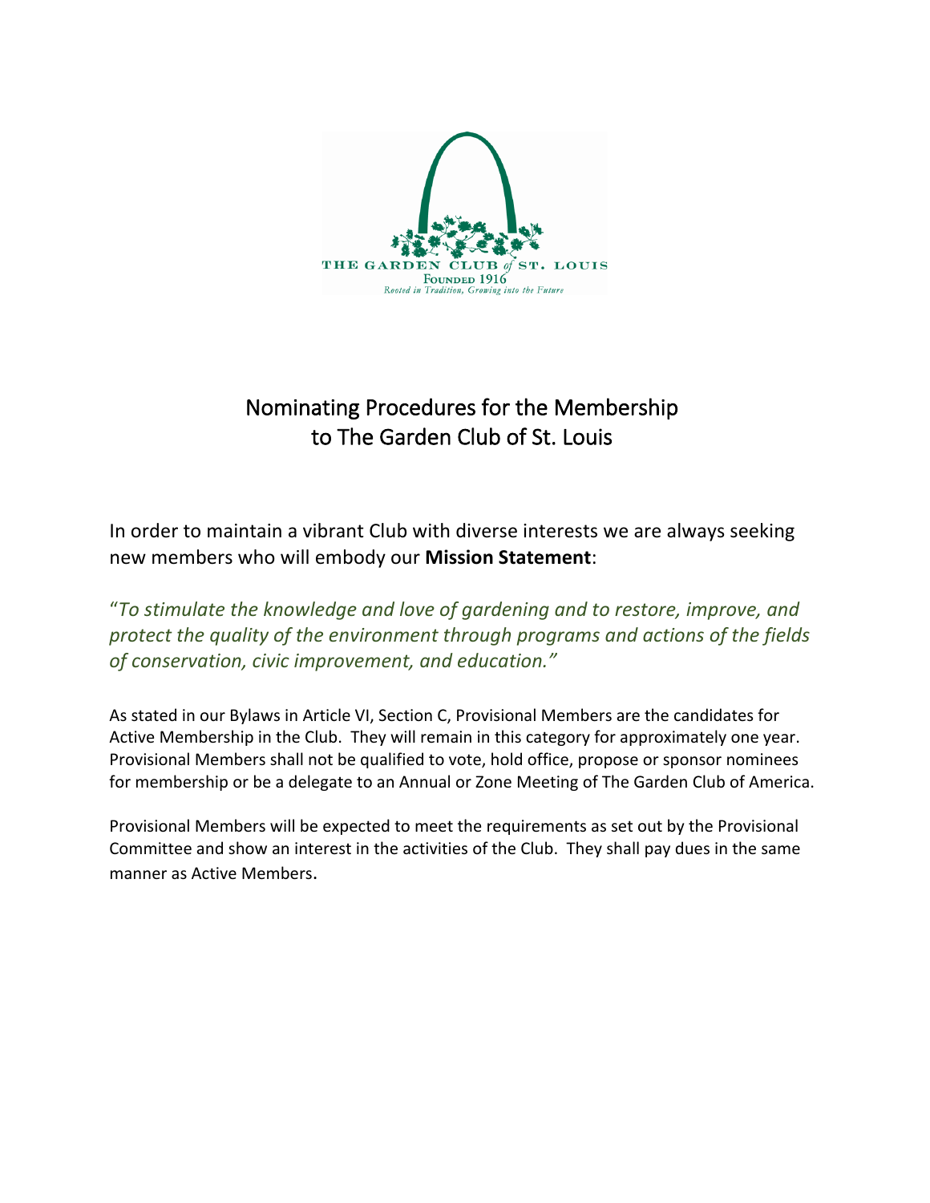THE GARDEN CLUB *of* ST. LOUIS
FOUNDED 1916
*Rooted in Tradition, Growing into the Future*

# Nominating Procedures for the Membership to The Garden Club of St. Louis

In order to maintain a vibrant Club with diverse interests we are always seeking new members who will embody our **Mission Statement**:

"*To stimulate the knowledge and love of gardening and to restore, improve, and protect the quality of the environment through programs and actions of the fields of conservation, civic improvement, and education."*

As stated in our Bylaws in Article VI, Section C, Provisional Members are the candidates for Active Membership in the Club. They will remain in this category for approximately one year. Provisional Members shall not be qualified to vote, hold office, propose or sponsor nominees for membership or be a delegate to an Annual or Zone Meeting of The Garden Club of America.

Provisional Members will be expected to meet the requirements as set out by the Provisional Committee and show an interest in the activities of the Club. They shall pay dues in the same manner as Active Members.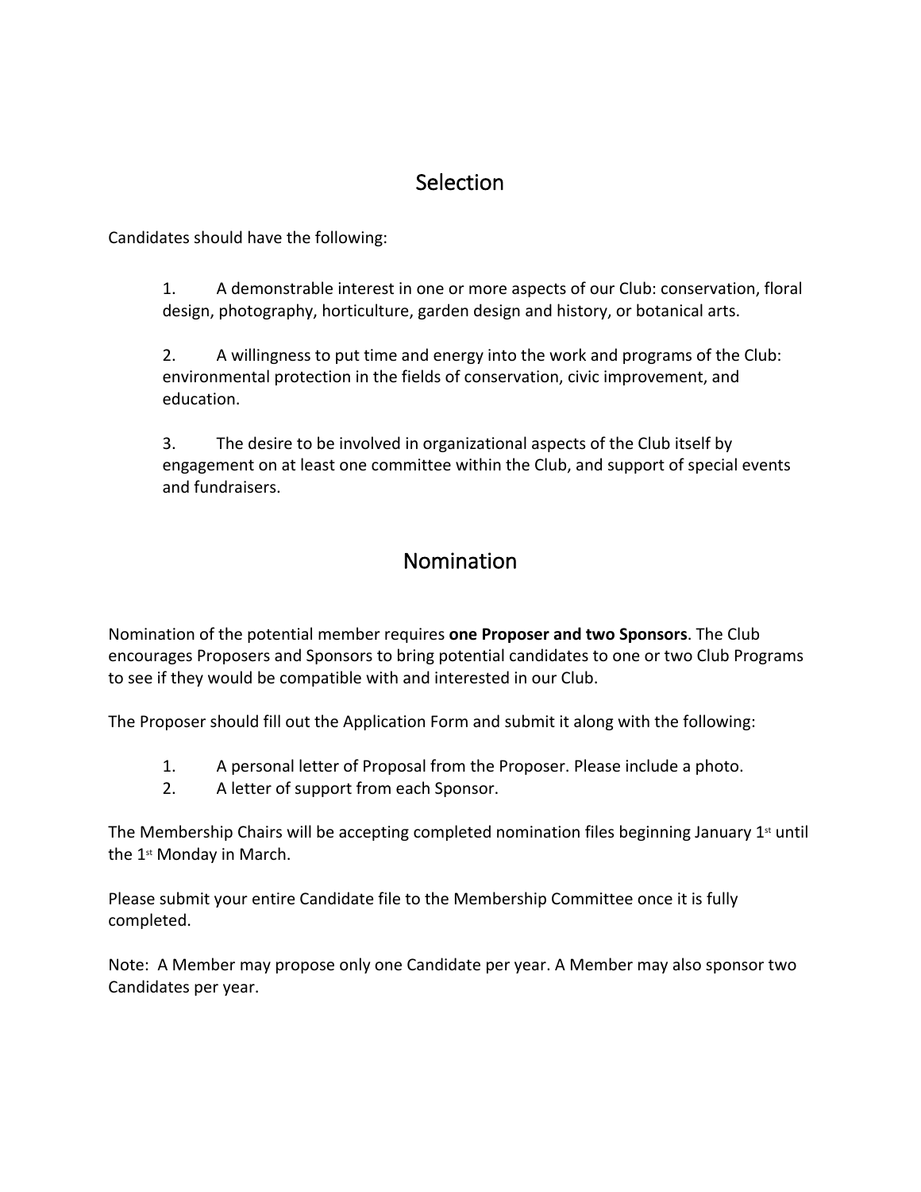## Selection

Candidates should have the following:

1. A demonstrable interest in one or more aspects of our Club: conservation, floral design, photography, horticulture, garden design and history, or botanical arts.

2. A willingness to put time and energy into the work and programs of the Club: environmental protection in the fields of conservation, civic improvement, and education.

3. The desire to be involved in organizational aspects of the Club itself by engagement on at least one committee within the Club, and support of special events and fundraisers.

## Nomination

Nomination of the potential member requires **one Proposer and two Sponsors**. The Club encourages Proposers and Sponsors to bring potential candidates to one or two Club Programs to see if they would be compatible with and interested in our Club.

The Proposer should fill out the Application Form and submit it along with the following:

1. A personal letter of Proposal from the Proposer. Please include a photo.
2. A letter of support from each Sponsor.

The Membership Chairs will be accepting completed nomination files beginning January 1st until the 1st Monday in March.

Please submit your entire Candidate file to the Membership Committee once it is fully completed.

Note: A Member may propose only one Candidate per year. A Member may also sponsor two Candidates per year.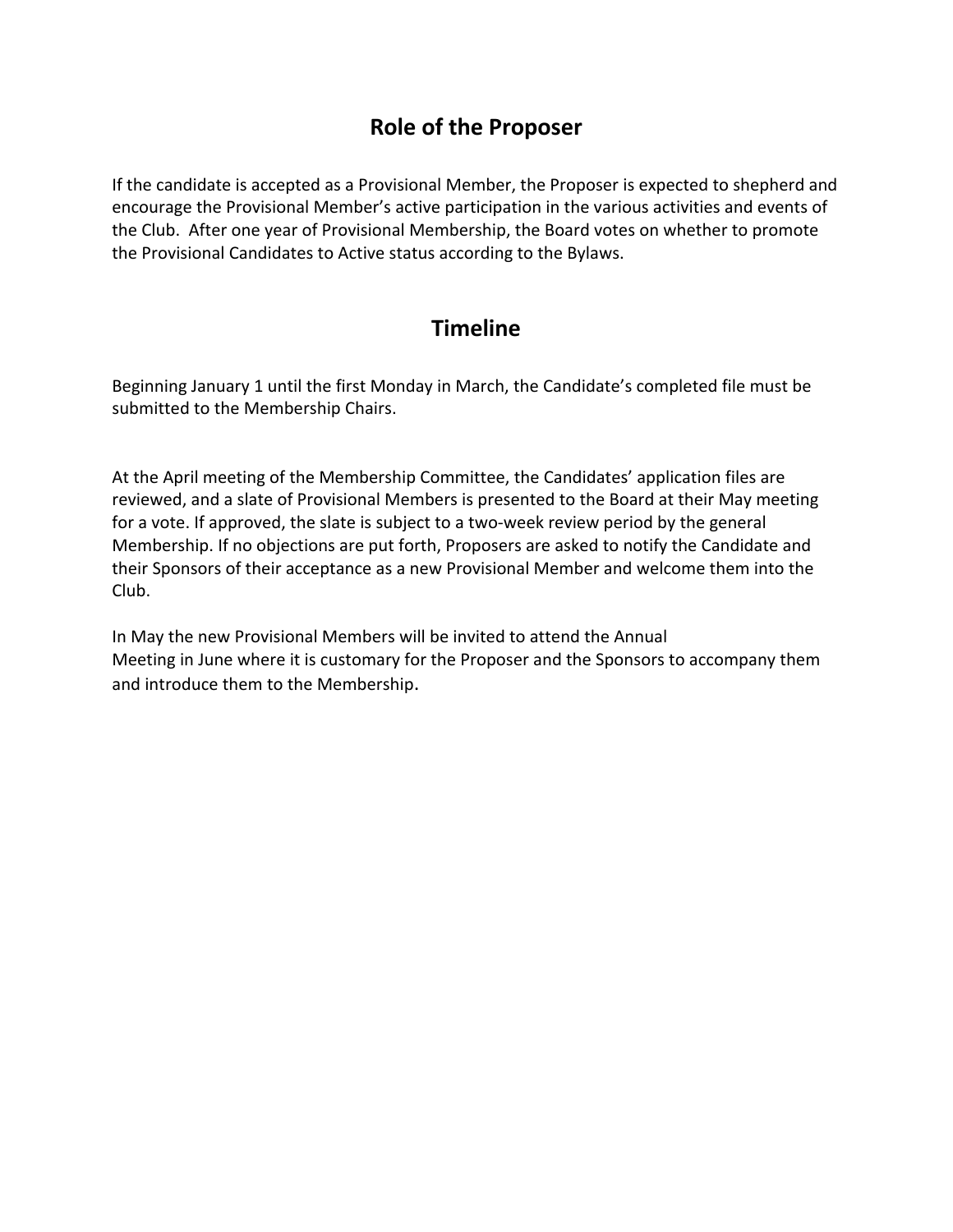## Role of the Proposer

If the candidate is accepted as a Provisional Member, the Proposer is expected to shepherd and encourage the Provisional Member's active participation in the various activities and events of the Club. After one year of Provisional Membership, the Board votes on whether to promote the Provisional Candidates to Active status according to the Bylaws.

## Timeline

Beginning January 1 until the first Monday in March, the Candidate's completed file must be submitted to the Membership Chairs.

At the April meeting of the Membership Committee, the Candidates' application files are reviewed, and a slate of Provisional Members is presented to the Board at their May meeting for a vote. If approved, the slate is subject to a two-week review period by the general Membership. If no objections are put forth, Proposers are asked to notify the Candidate and their Sponsors of their acceptance as a new Provisional Member and welcome them into the Club.

In May the new Provisional Members will be invited to attend the Annual Meeting in June where it is customary for the Proposer and the Sponsors to accompany them and introduce them to the Membership.